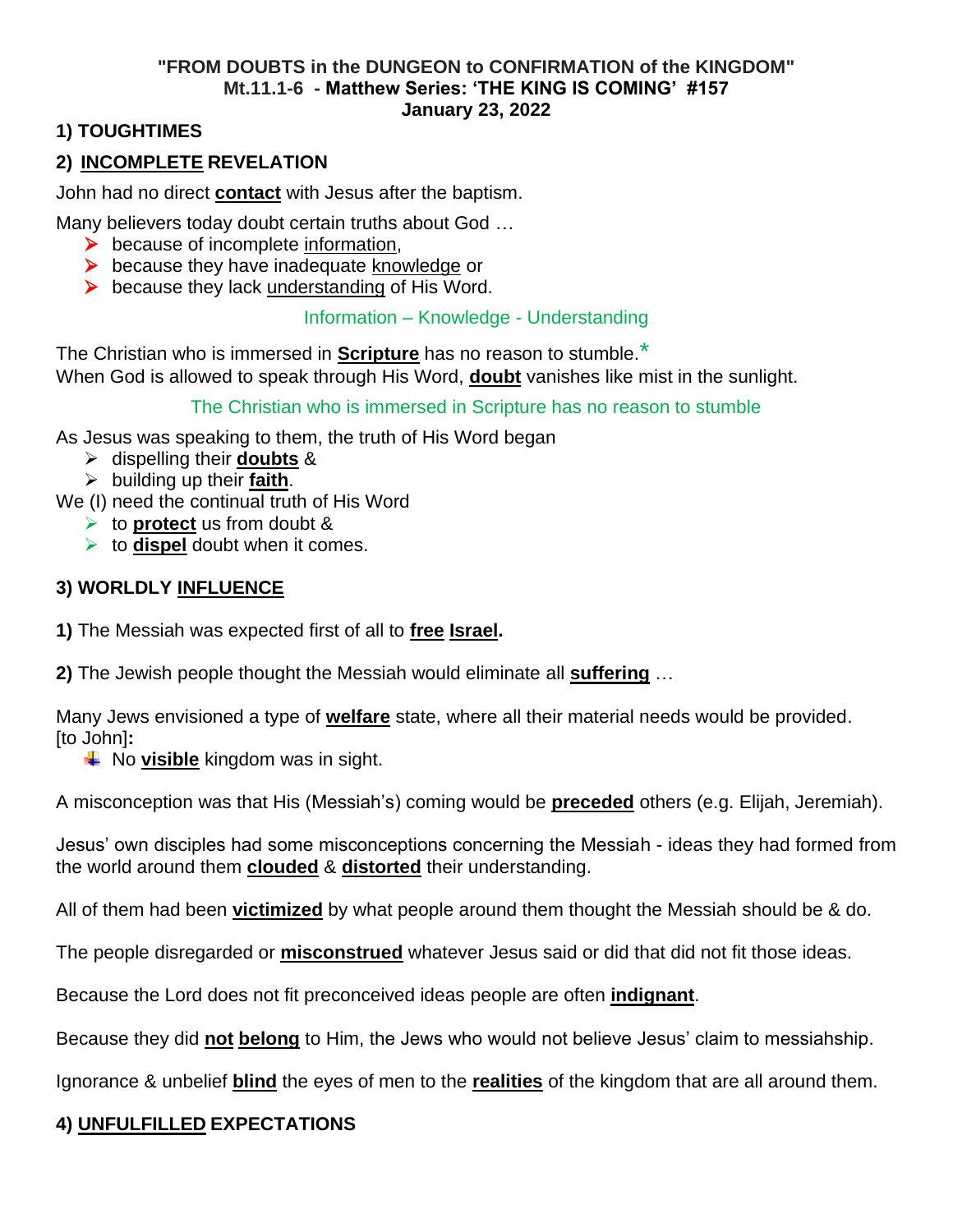**"FROM DOUBTS in the DUNGEON to CONFIRMATION of the KINGDOM"**
**Mt.11.1-6 - Matthew Series: 'THE KING IS COMING' #157**
**January 23, 2022**

## 1) TOUGHTIMES

## 2) INCOMPLETE REVELATION

John had no direct **contact** with Jesus after the baptism.

Many believers today doubt certain truths about God …

- because of incomplete information,
- because they have inadequate knowledge or
- because they lack understanding of His Word.

Information – Knowledge - Understanding

The Christian who is immersed in **Scripture** has no reason to stumble.*
When God is allowed to speak through His Word, **doubt** vanishes like mist in the sunlight.

The Christian who is immersed in Scripture has no reason to stumble

As Jesus was speaking to them, the truth of His Word began

- dispelling their **doubts** &
- building up their **faith**.

We (I) need the continual truth of His Word

- to **protect** us from doubt &
- to **dispel** doubt when it comes.

## 3) WORLDLY INFLUENCE

**1)** The Messiah was expected first of all to **free Israel.**

**2)** The Jewish people thought the Messiah would eliminate all **suffering** …

Many Jews envisioned a type of **welfare** state, where all their material needs would be provided.
[to John]**:**

- No **visible** kingdom was in sight.

A misconception was that His (Messiah's) coming would be **preceded** others (e.g. Elijah, Jeremiah).

Jesus' own disciples had some misconceptions concerning the Messiah - ideas they had formed from the world around them **clouded** & **distorted** their understanding.

All of them had been **victimized** by what people around them thought the Messiah should be & do.

The people disregarded or **misconstrued** whatever Jesus said or did that did not fit those ideas.

Because the Lord does not fit preconceived ideas people are often **indignant**.

Because they did **not belong** to Him, the Jews who would not believe Jesus' claim to messiahship.

Ignorance & unbelief **blind** the eyes of men to the **realities** of the kingdom that are all around them.

## 4) UNFULFILLED EXPECTATIONS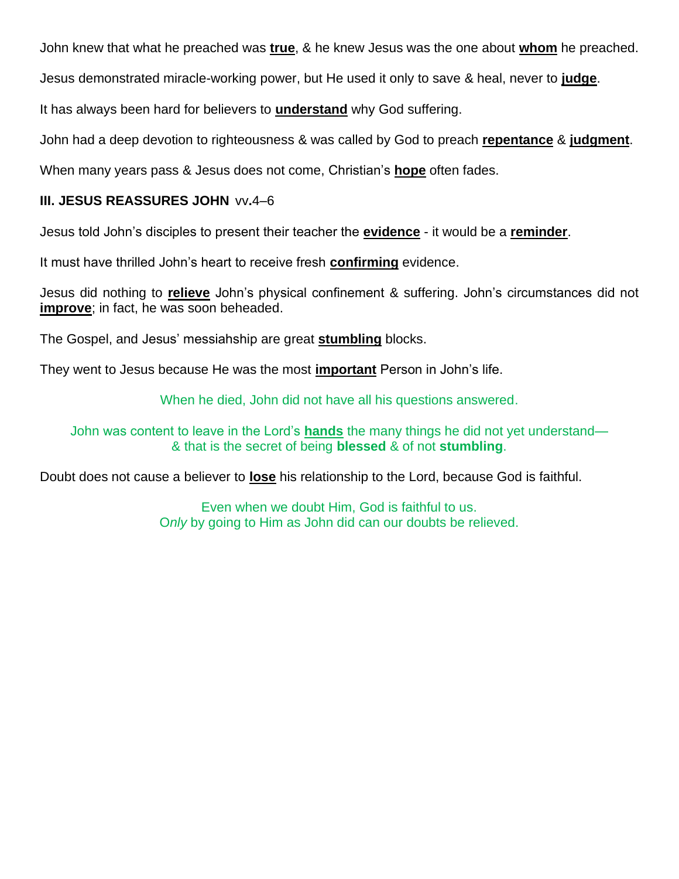John knew that what he preached was **true**, & he knew Jesus was the one about **whom** he preached.

Jesus demonstrated miracle-working power, but He used it only to save & heal, never to **judge**.

It has always been hard for believers to **understand** why God suffering.

John had a deep devotion to righteousness & was called by God to preach **repentance** & **judgment**.

When many years pass & Jesus does not come, Christian's **hope** often fades.

### III. JESUS REASSURES JOHN vv.4–6

Jesus told John's disciples to present their teacher the **evidence** - it would be a **reminder**.

It must have thrilled John's heart to receive fresh **confirming** evidence.

Jesus did nothing to **relieve** John's physical confinement & suffering. John's circumstances did not **improve**; in fact, he was soon beheaded.

The Gospel, and Jesus' messiahship are great **stumbling** blocks.

They went to Jesus because He was the most **important** Person in John's life.

When he died, John did not have all his questions answered.

John was content to leave in the Lord's **hands** the many things he did not yet understand—
& that is the secret of being **blessed** & of not **stumbling**.

Doubt does not cause a believer to **lose** his relationship to the Lord, because God is faithful.

Even when we doubt Him, God is faithful to us.
O*nly* by going to Him as John did can our doubts be relieved.